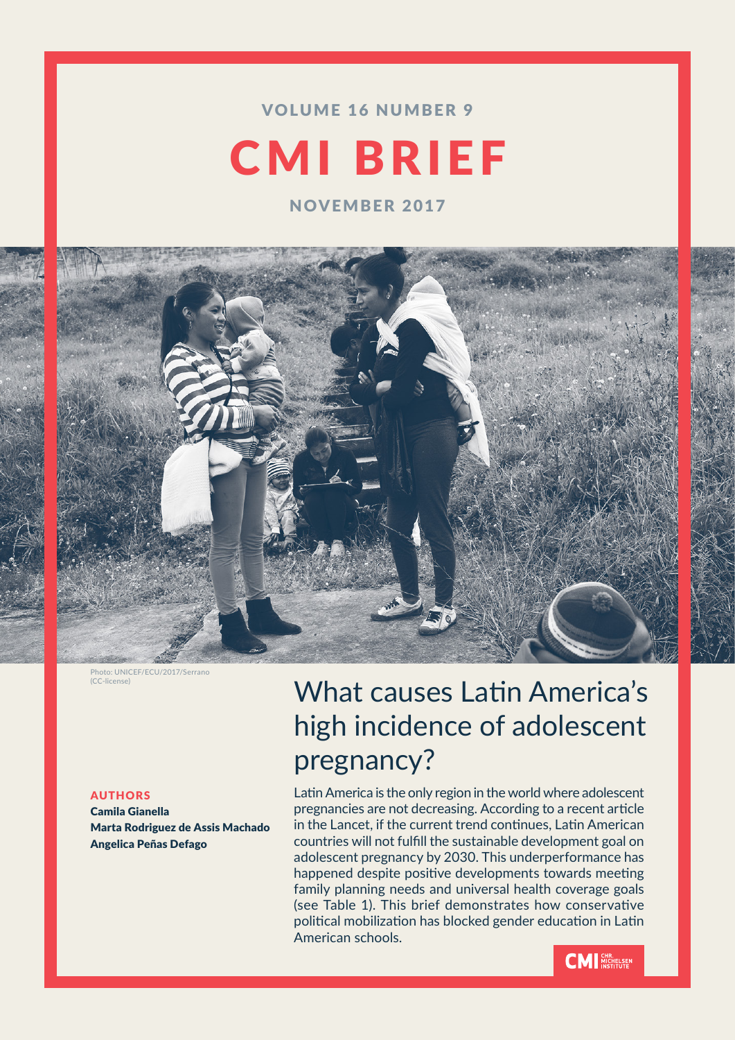VOLUME 16 NUMBER 9

# CMI BRIEF

NOVEMBER 2017

Photo: UNICEF/ECU/2017/Serrano (CC-license)

## What causes Latin America's high incidence of adolescent pregnancy?

**AUTHORS**

**Camila Gianella**
**Marta Rodriguez de Assis Machado**
**Angelica Peñas Defago**

Latin America is the only region in the world where adolescent pregnancies are not decreasing. According to a recent article in the Lancet, if the current trend continues, Latin American countries will not fulfill the sustainable development goal on adolescent pregnancy by 2030. This underperformance has happened despite positive developments towards meeting family planning needs and universal health coverage goals (see Table 1). This brief demonstrates how conservative political mobilization has blocked gender education in Latin American schools.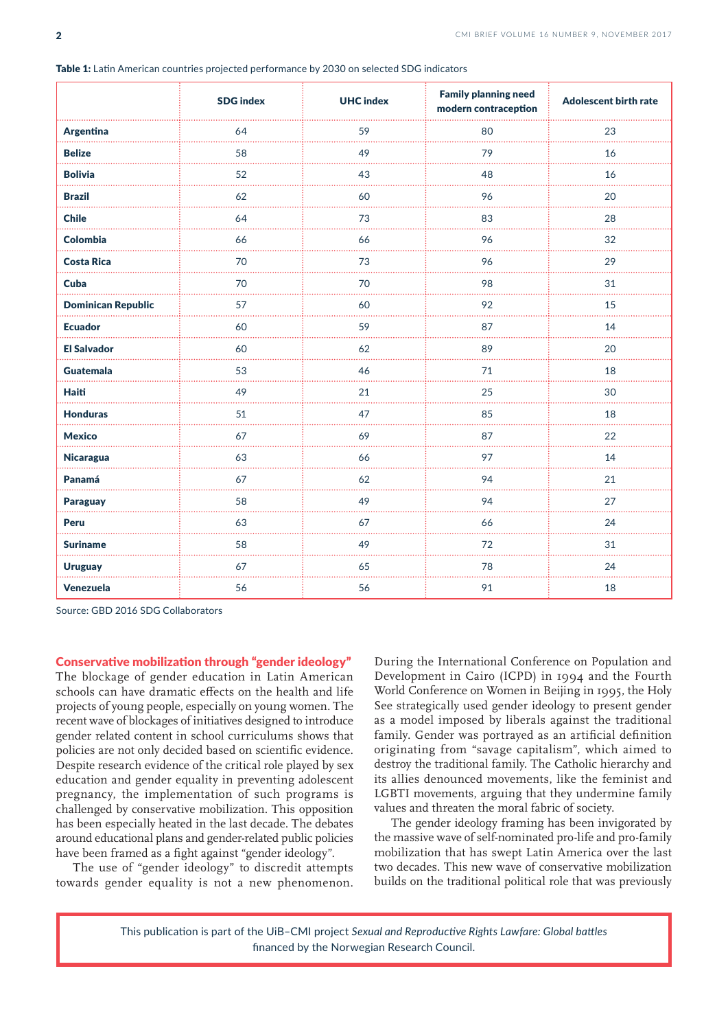**Table 1:** Latin American countries projected performance by 2030 on selected SDG indicators

| | SDG index | UHC index | Family planning need modern contraception | Adolescent birth rate |
|---|---|---|---|---|
| **Argentina** | 64 | 59 | 80 | 23 |
| **Belize** | 58 | 49 | 79 | 16 |
| **Bolivia** | 52 | 43 | 48 | 16 |
| **Brazil** | 62 | 60 | 96 | 20 |
| **Chile** | 64 | 73 | 83 | 28 |
| **Colombia** | 66 | 66 | 96 | 32 |
| **Costa Rica** | 70 | 73 | 96 | 29 |
| **Cuba** | 70 | 70 | 98 | 31 |
| **Dominican Republic** | 57 | 60 | 92 | 15 |
| **Ecuador** | 60 | 59 | 87 | 14 |
| **El Salvador** | 60 | 62 | 89 | 20 |
| **Guatemala** | 53 | 46 | 71 | 18 |
| **Haiti** | 49 | 21 | 25 | 30 |
| **Honduras** | 51 | 47 | 85 | 18 |
| **Mexico** | 67 | 69 | 87 | 22 |
| **Nicaragua** | 63 | 66 | 97 | 14 |
| **Panamá** | 67 | 62 | 94 | 21 |
| **Paraguay** | 58 | 49 | 94 | 27 |
| **Peru** | 63 | 67 | 66 | 24 |
| **Suriname** | 58 | 49 | 72 | 31 |
| **Uruguay** | 67 | 65 | 78 | 24 |
| **Venezuela** | 56 | 56 | 91 | 18 |

Source: GBD 2016 SDG Collaborators

## Conservative mobilization through "gender ideology"

The blockage of gender education in Latin American schools can have dramatic effects on the health and life projects of young people, especially on young women. The recent wave of blockages of initiatives designed to introduce gender related content in school curriculums shows that policies are not only decided based on scientific evidence. Despite research evidence of the critical role played by sex education and gender equality in preventing adolescent pregnancy, the implementation of such programs is challenged by conservative mobilization. This opposition has been especially heated in the last decade. The debates around educational plans and gender-related public policies have been framed as a fight against "gender ideology".

The use of "gender ideology" to discredit attempts towards gender equality is not a new phenomenon. During the International Conference on Population and Development in Cairo (ICPD) in 1994 and the Fourth World Conference on Women in Beijing in 1995, the Holy See strategically used gender ideology to present gender as a model imposed by liberals against the traditional family. Gender was portrayed as an artificial definition originating from "savage capitalism", which aimed to destroy the traditional family. The Catholic hierarchy and its allies denounced movements, like the feminist and LGBTI movements, arguing that they undermine family values and threaten the moral fabric of society.

The gender ideology framing has been invigorated by the massive wave of self-nominated pro-life and pro-family mobilization that has swept Latin America over the last two decades. This new wave of conservative mobilization builds on the traditional political role that was previously

This publication is part of the UiB–CMI project *Sexual and Reproductive Rights Lawfare: Global battles* financed by the Norwegian Research Council.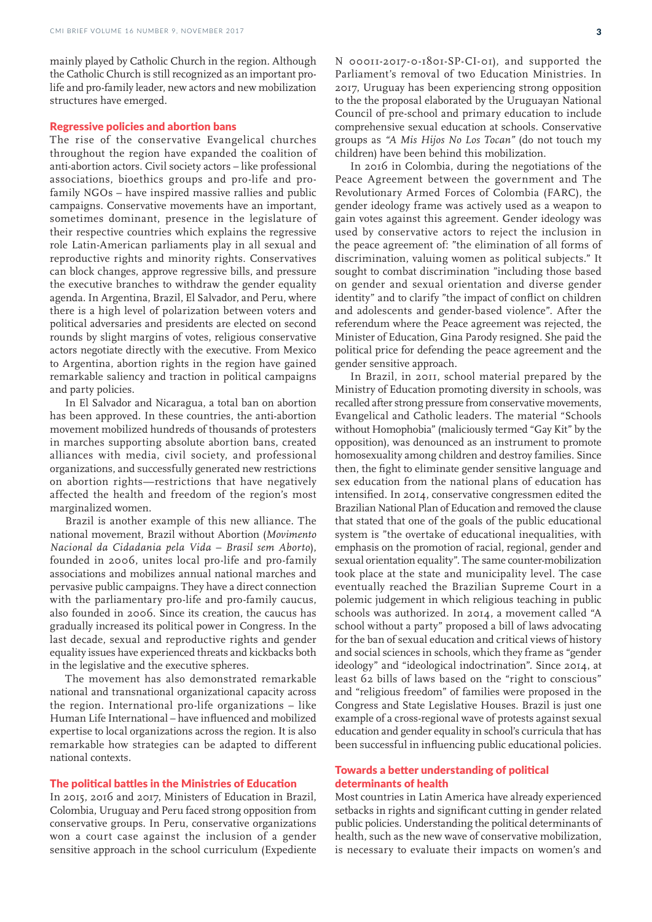mainly played by Catholic Church in the region. Although the Catholic Church is still recognized as an important pro-life and pro-family leader, new actors and new mobilization structures have emerged.

## Regressive policies and abortion bans

The rise of the conservative Evangelical churches throughout the region have expanded the coalition of anti-abortion actors. Civil society actors – like professional associations, bioethics groups and pro-life and pro-family NGOs – have inspired massive rallies and public campaigns. Conservative movements have an important, sometimes dominant, presence in the legislature of their respective countries which explains the regressive role Latin-American parliaments play in all sexual and reproductive rights and minority rights. Conservatives can block changes, approve regressive bills, and pressure the executive branches to withdraw the gender equality agenda. In Argentina, Brazil, El Salvador, and Peru, where there is a high level of polarization between voters and political adversaries and presidents are elected on second rounds by slight margins of votes, religious conservative actors negotiate directly with the executive. From Mexico to Argentina, abortion rights in the region have gained remarkable saliency and traction in political campaigns and party policies.

In El Salvador and Nicaragua, a total ban on abortion has been approved. In these countries, the anti-abortion movement mobilized hundreds of thousands of protesters in marches supporting absolute abortion bans, created alliances with media, civil society, and professional organizations, and successfully generated new restrictions on abortion rights—restrictions that have negatively affected the health and freedom of the region's most marginalized women.

Brazil is another example of this new alliance. The national movement, Brazil without Abortion (*Movimento Nacional da Cidadania pela Vida – Brasil sem Aborto*), founded in 2006, unites local pro-life and pro-family associations and mobilizes annual national marches and pervasive public campaigns. They have a direct connection with the parliamentary pro-life and pro-family caucus, also founded in 2006. Since its creation, the caucus has gradually increased its political power in Congress. In the last decade, sexual and reproductive rights and gender equality issues have experienced threats and kickbacks both in the legislative and the executive spheres.

The movement has also demonstrated remarkable national and transnational organizational capacity across the region. International pro-life organizations – like Human Life International – have influenced and mobilized expertise to local organizations across the region. It is also remarkable how strategies can be adapted to different national contexts.

## The political battles in the Ministries of Education

In 2015, 2016 and 2017, Ministers of Education in Brazil, Colombia, Uruguay and Peru faced strong opposition from conservative groups. In Peru, conservative organizations won a court case against the inclusion of a gender sensitive approach in the school curriculum (Expediente N 00011-2017-0-1801-SP-CI-01), and supported the Parliament's removal of two Education Ministries. In 2017, Uruguay has been experiencing strong opposition to the the proposal elaborated by the Uruguayan National Council of pre-school and primary education to include comprehensive sexual education at schools. Conservative groups as *"A Mis Hijos No Los Tocan"* (do not touch my children) have been behind this mobilization.

In 2016 in Colombia, during the negotiations of the Peace Agreement between the government and The Revolutionary Armed Forces of Colombia (FARC), the gender ideology frame was actively used as a weapon to gain votes against this agreement. Gender ideology was used by conservative actors to reject the inclusion in the peace agreement of: "the elimination of all forms of discrimination, valuing women as political subjects." It sought to combat discrimination "including those based on gender and sexual orientation and diverse gender identity" and to clarify "the impact of conflict on children and adolescents and gender-based violence". After the referendum where the Peace agreement was rejected, the Minister of Education, Gina Parody resigned. She paid the political price for defending the peace agreement and the gender sensitive approach.

In Brazil, in 2011, school material prepared by the Ministry of Education promoting diversity in schools, was recalled after strong pressure from conservative movements, Evangelical and Catholic leaders. The material "Schools without Homophobia" (maliciously termed "Gay Kit" by the opposition), was denounced as an instrument to promote homosexuality among children and destroy families. Since then, the fight to eliminate gender sensitive language and sex education from the national plans of education has intensified. In 2014, conservative congressmen edited the Brazilian National Plan of Education and removed the clause that stated that one of the goals of the public educational system is "the overtake of educational inequalities, with emphasis on the promotion of racial, regional, gender and sexual orientation equality". The same counter-mobilization took place at the state and municipality level. The case eventually reached the Brazilian Supreme Court in a polemic judgement in which religious teaching in public schools was authorized. In 2014, a movement called "A school without a party" proposed a bill of laws advocating for the ban of sexual education and critical views of history and social sciences in schools, which they frame as "gender ideology" and "ideological indoctrination". Since 2014, at least 62 bills of laws based on the "right to conscious" and "religious freedom" of families were proposed in the Congress and State Legislative Houses. Brazil is just one example of a cross-regional wave of protests against sexual education and gender equality in school's curricula that has been successful in influencing public educational policies.

## Towards a better understanding of political determinants of health

Most countries in Latin America have already experienced setbacks in rights and significant cutting in gender related public policies. Understanding the political determinants of health, such as the new wave of conservative mobilization, is necessary to evaluate their impacts on women's and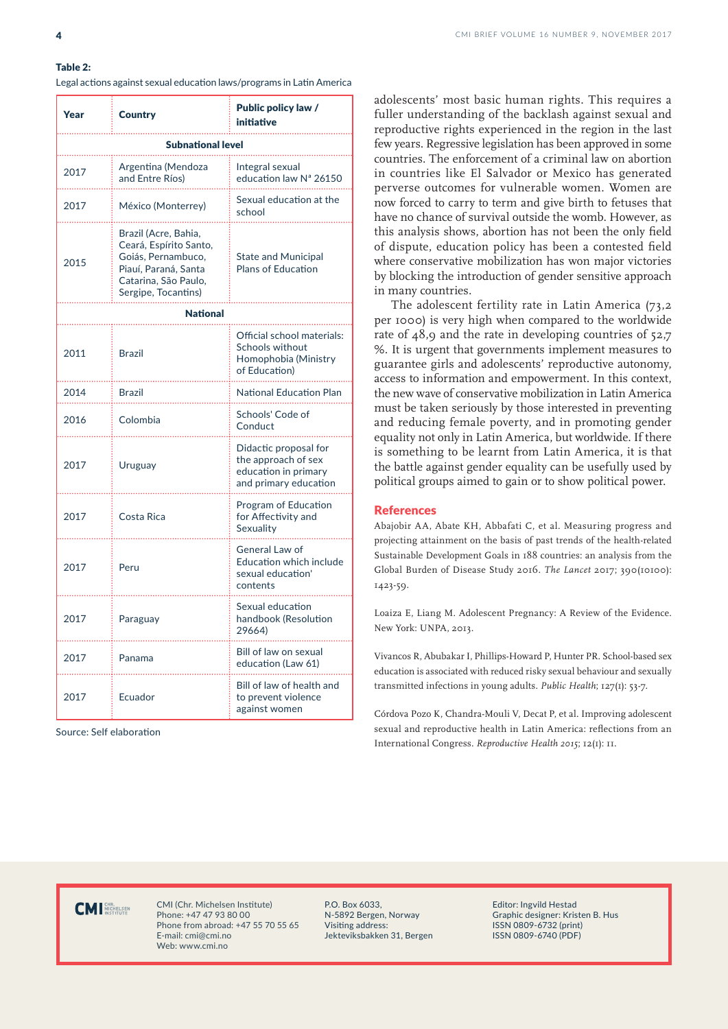**Table 2:**

Legal actions against sexual education laws/programs in Latin America

| Year | Country | Public policy law / initiative |
|---|---|---|
| **Subnational level** | | |
| 2017 | Argentina (Mendoza and Entre Ríos) | Integral sexual education law Nª 26150 |
| 2017 | México (Monterrey) | Sexual education at the school |
| 2015 | Brazil (Acre, Bahia, Ceará, Espírito Santo, Goiás, Pernambuco, Piauí, Paraná, Santa Catarina, São Paulo, Sergipe, Tocantins) | State and Municipal Plans of Education |
| **National** | | |
| 2011 | Brazil | Official school materials: Schools without Homophobia (Ministry of Education) |
| 2014 | Brazil | National Education Plan |
| 2016 | Colombia | Schools' Code of Conduct |
| 2017 | Uruguay | Didactic proposal for the approach of sex education in primary and primary education |
| 2017 | Costa Rica | Program of Education for Affectivity and Sexuality |
| 2017 | Peru | General Law of Education which include sexual education' contents |
| 2017 | Paraguay | Sexual education handbook (Resolution 29664) |
| 2017 | Panama | Bill of law on sexual education (Law 61) |
| 2017 | Ecuador | Bill of law of health and to prevent violence against women |

Source: Self elaboration

adolescents' most basic human rights. This requires a fuller understanding of the backlash against sexual and reproductive rights experienced in the region in the last few years. Regressive legislation has been approved in some countries. The enforcement of a criminal law on abortion in countries like El Salvador or Mexico has generated perverse outcomes for vulnerable women. Women are now forced to carry to term and give birth to fetuses that have no chance of survival outside the womb. However, as this analysis shows, abortion has not been the only field of dispute, education policy has been a contested field where conservative mobilization has won major victories by blocking the introduction of gender sensitive approach in many countries.

The adolescent fertility rate in Latin America (73,2 per 1000) is very high when compared to the worldwide rate of 48,9 and the rate in developing countries of 52,7 %. It is urgent that governments implement measures to guarantee girls and adolescents' reproductive autonomy, access to information and empowerment. In this context, the new wave of conservative mobilization in Latin America must be taken seriously by those interested in preventing and reducing female poverty, and in promoting gender equality not only in Latin America, but worldwide. If there is something to be learnt from Latin America, it is that the battle against gender equality can be usefully used by political groups aimed to gain or to show political power.

## References

Abajobir AA, Abate KH, Abbafati C, et al. Measuring progress and projecting attainment on the basis of past trends of the health-related Sustainable Development Goals in 188 countries: an analysis from the Global Burden of Disease Study 2016. *The Lancet* 2017; 390(10100): 1423-59.

Loaiza E, Liang M. Adolescent Pregnancy: A Review of the Evidence. New York: UNPA, 2013.

Vivancos R, Abubakar I, Phillips-Howard P, Hunter PR. School-based sex education is associated with reduced risky sexual behaviour and sexually transmitted infections in young adults. *Public Health*; 127(1): 53-7.

Córdova Pozo K, Chandra-Mouli V, Decat P, et al. Improving adolescent sexual and reproductive health in Latin America: reflections from an International Congress. *Reproductive Health 2015*; 12(1): 11.

CMI (Chr. Michelsen Institute)
Phone: +47 47 93 80 00
Phone from abroad: +47 55 70 55 65
E-mail: cmi@cmi.no
Web: www.cmi.no

P.O. Box 6033,
N-5892 Bergen, Norway
Visiting address:
Jekteviksbakken 31, Bergen

Editor: Ingvild Hestad
Graphic designer: Kristen B. Hus
ISSN 0809-6732 (print)
ISSN 0809-6740 (PDF)